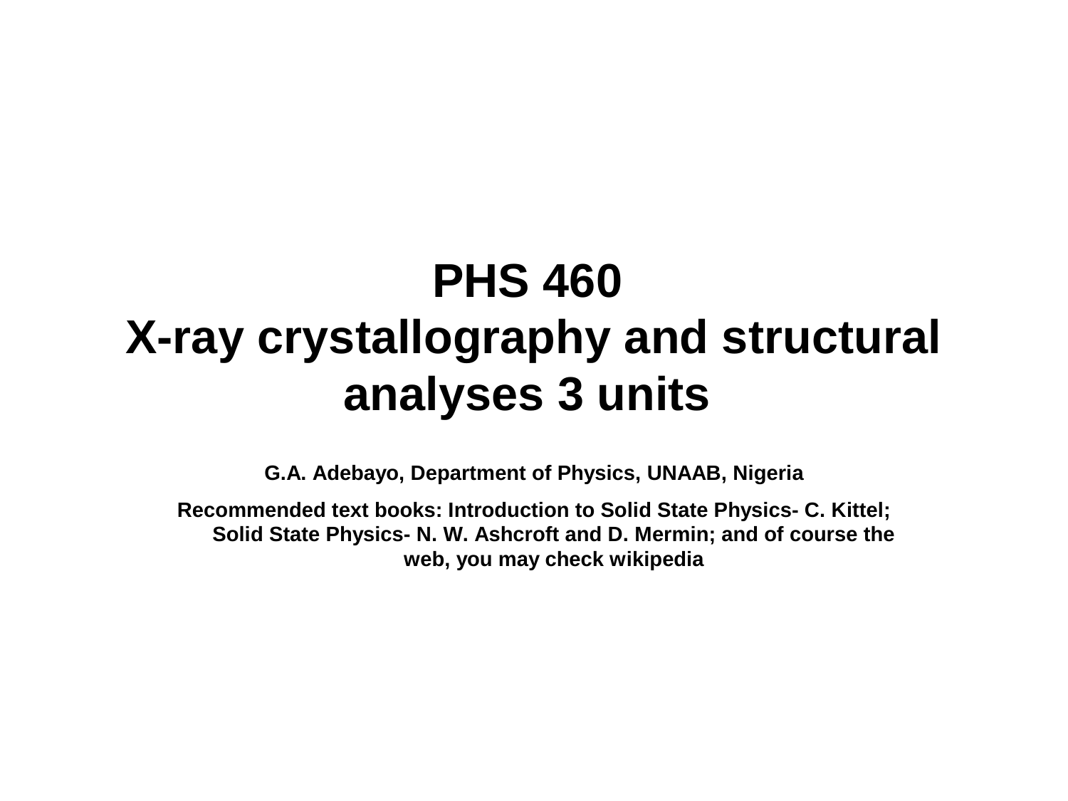# PHS 460
# X-ray crystallography and structural analyses 3 units

**G.A. Adebayo, Department of Physics, UNAAB, Nigeria**

**Recommended text books: Introduction to Solid State Physics- C. Kittel; Solid State Physics- N. W. Ashcroft and D. Mermin; and of course the web, you may check wikipedia**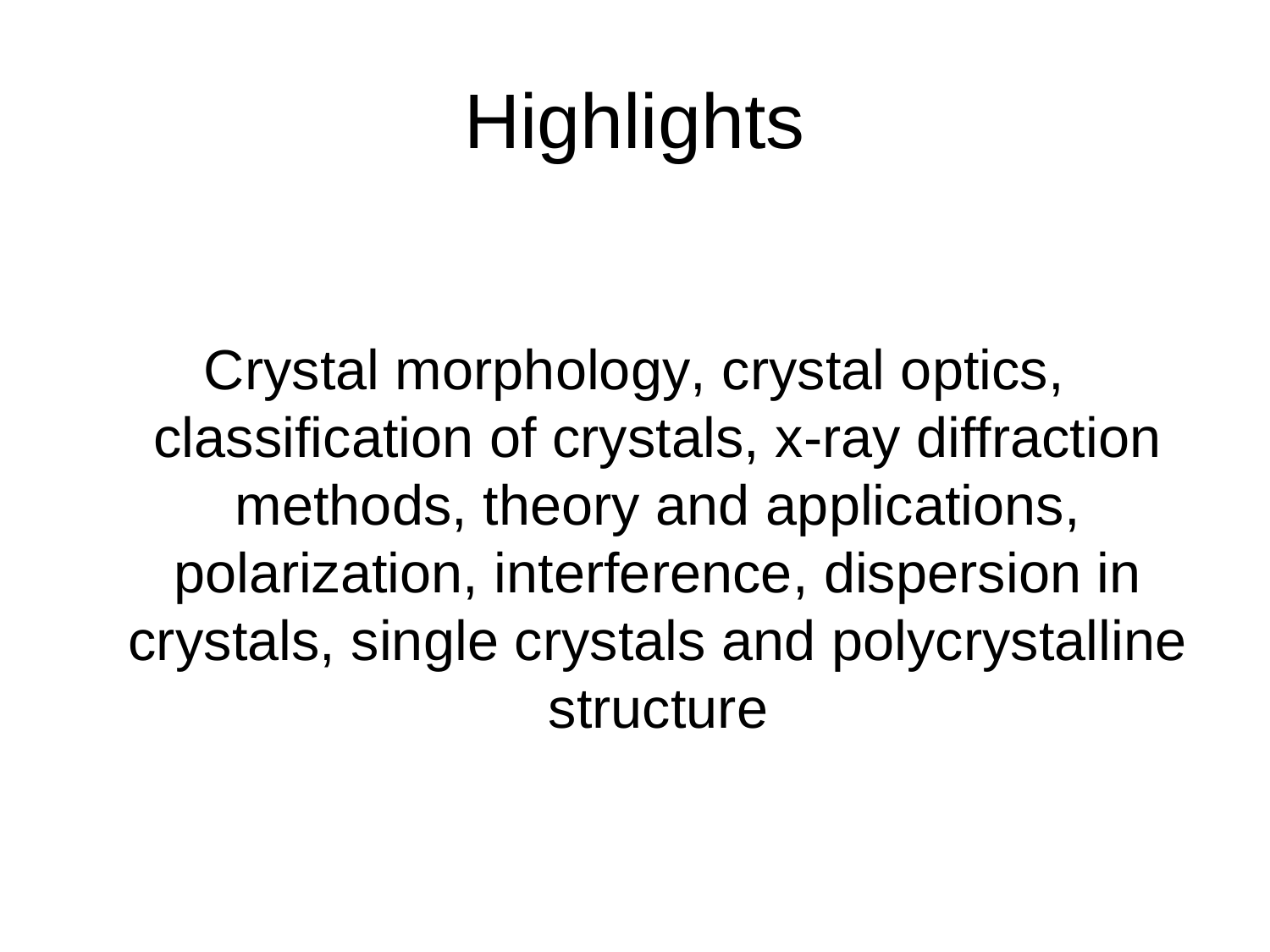# Highlights

Crystal morphology, crystal optics, classification of crystals, x-ray diffraction methods, theory and applications, polarization, interference, dispersion in crystals, single crystals and polycrystalline structure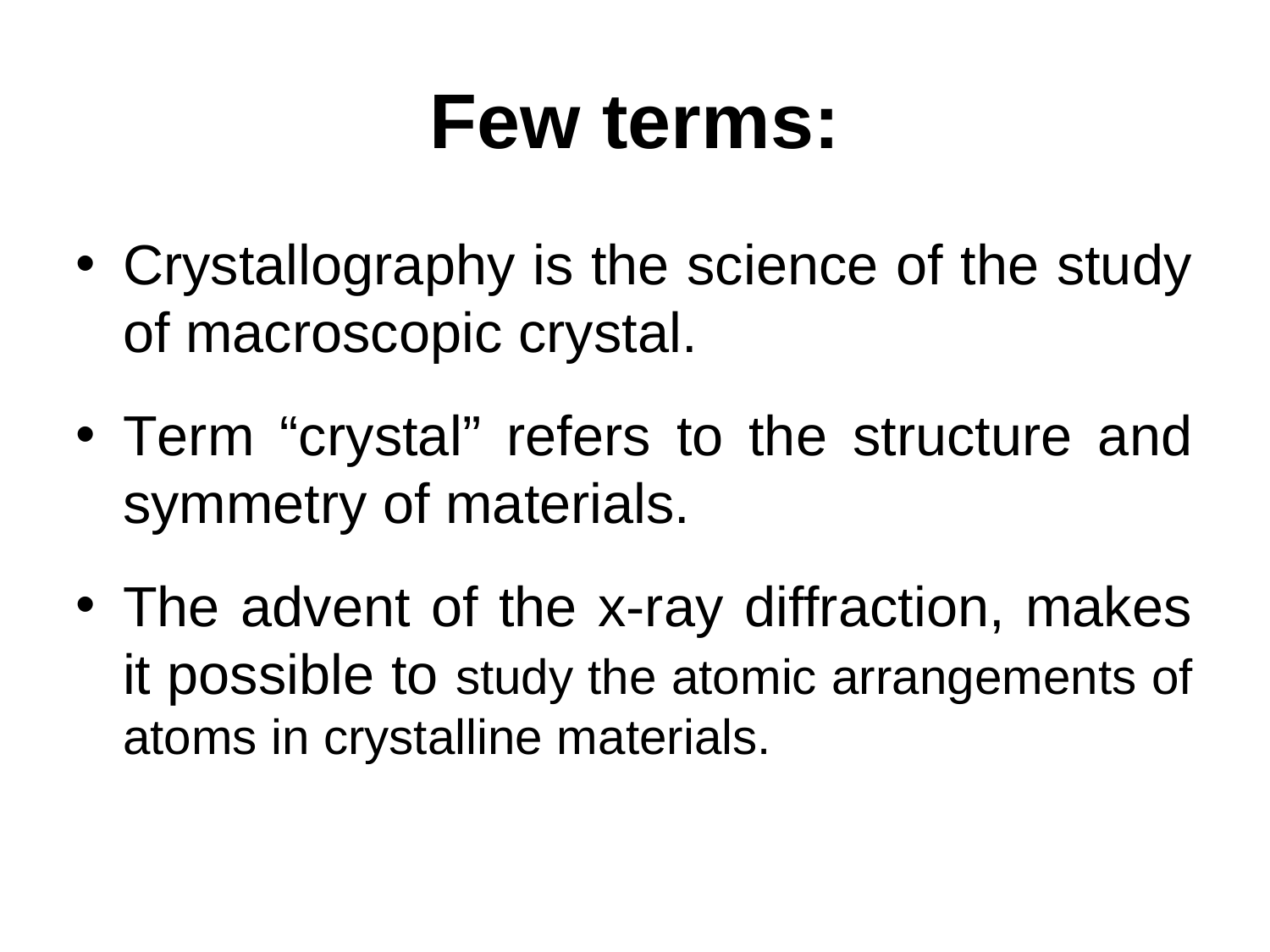# Few terms:

- Crystallography is the science of the study of macroscopic crystal.
- Term “crystal” refers to the structure and symmetry of materials.
- The advent of the x-ray diffraction, makes it possible to study the atomic arrangements of atoms in crystalline materials.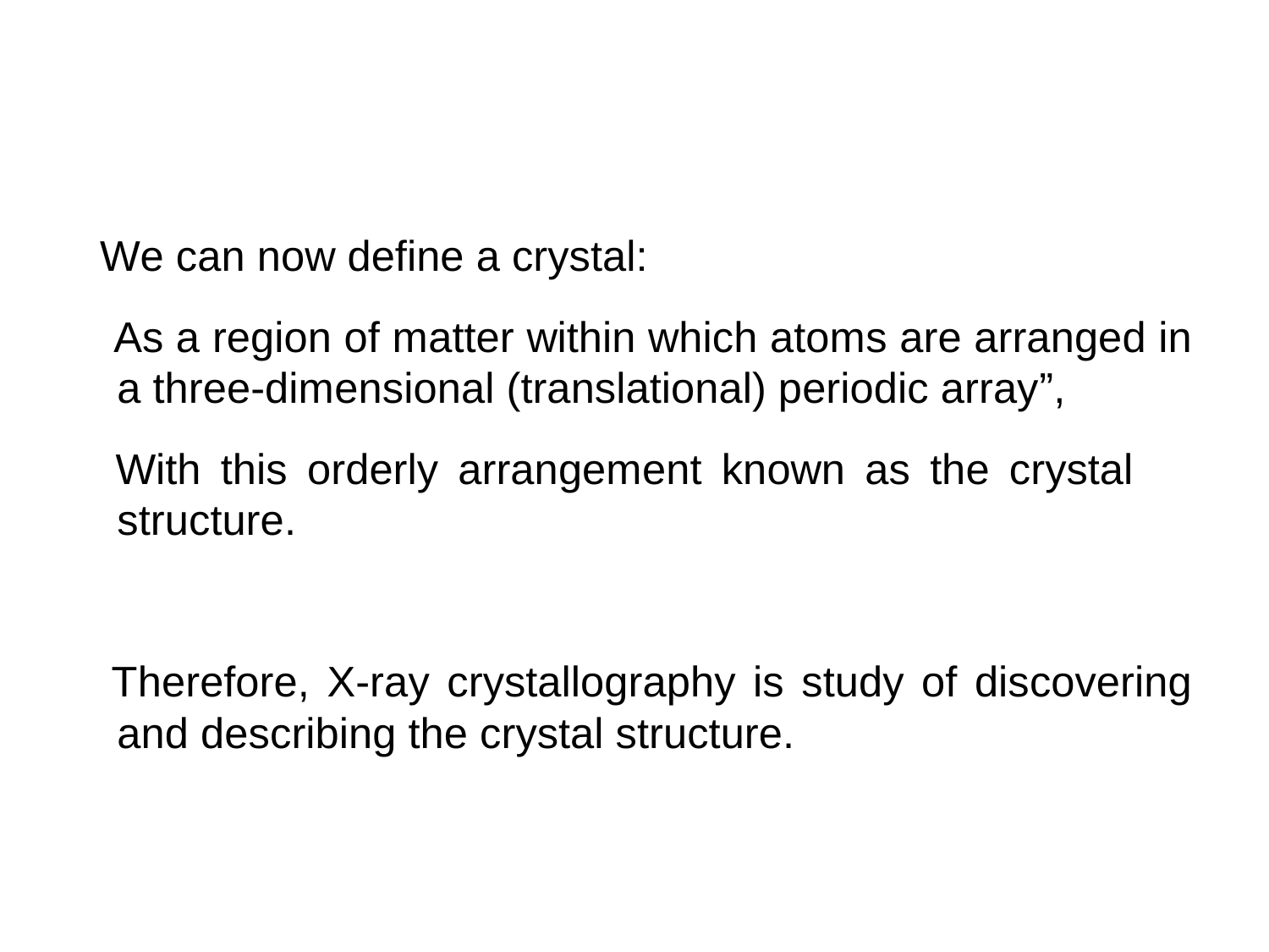We can now define a crystal:

As a region of matter within which atoms are arranged in a three-dimensional (translational) periodic array",

With this orderly arrangement known as the crystal structure.

Therefore, X-ray crystallography is study of discovering and describing the crystal structure.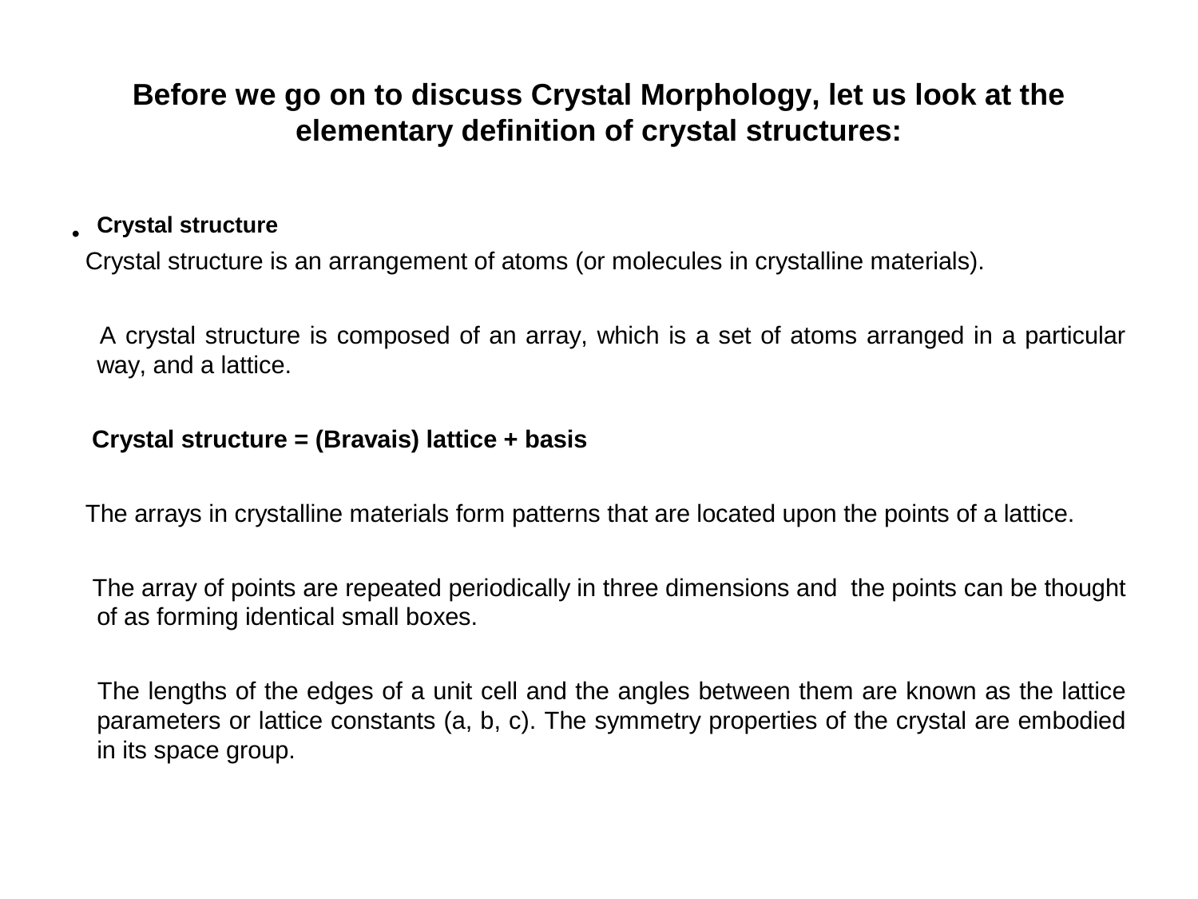**Before we go on to discuss Crystal Morphology, let us look at the elementary definition of crystal structures:**

- **Crystal structure**

Crystal structure is an arrangement of atoms (or molecules in crystalline materials).

A crystal structure is composed of an array, which is a set of atoms arranged in a particular way, and a lattice.

**Crystal structure = (Bravais) lattice + basis**

The arrays in crystalline materials form patterns that are located upon the points of a lattice.

The array of points are repeated periodically in three dimensions and the points can be thought of as forming identical small boxes.

The lengths of the edges of a unit cell and the angles between them are known as the lattice parameters or lattice constants (a, b, c). The symmetry properties of the crystal are embodied in its space group.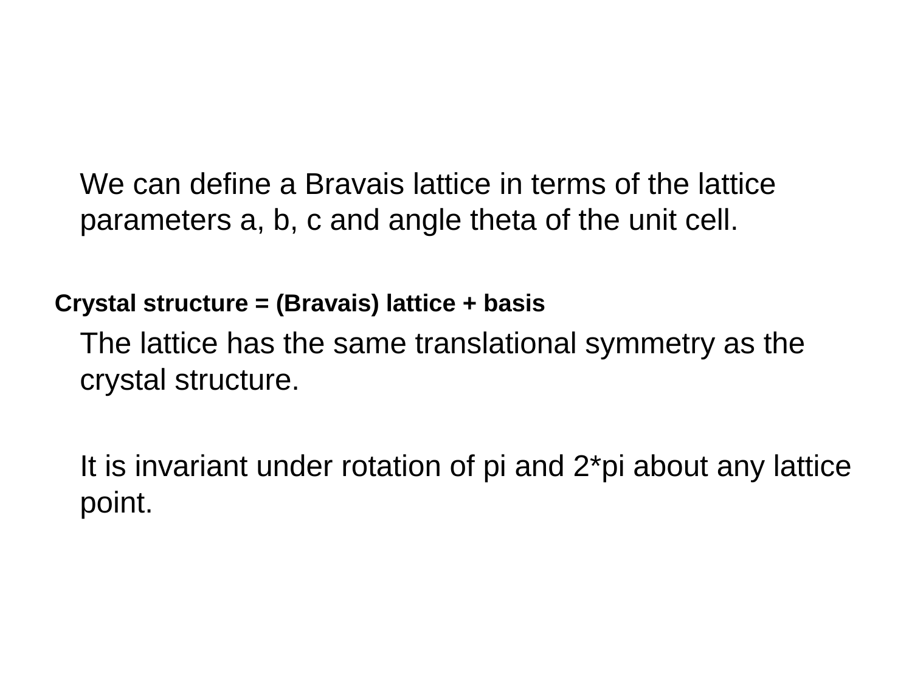We can define a Bravais lattice in terms of the lattice parameters a, b, c and angle theta of the unit cell.

**Crystal structure = (Bravais) lattice + basis**

The lattice has the same translational symmetry as the crystal structure.

It is invariant under rotation of pi and 2*pi about any lattice point.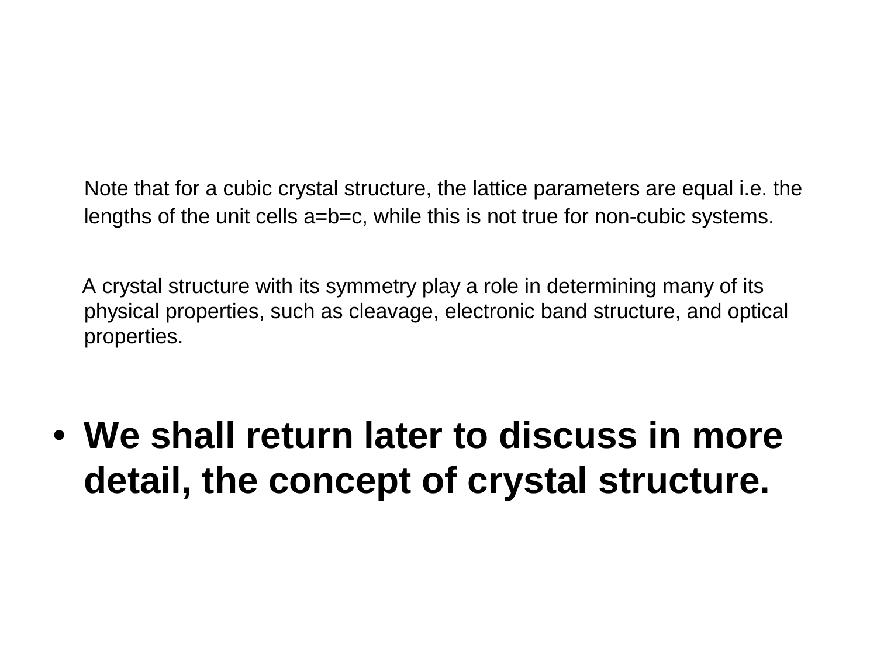Note that for a cubic crystal structure, the lattice parameters are equal i.e. the lengths of the unit cells a=b=c, while this is not true for non-cubic systems.

A crystal structure with its symmetry play a role in determining many of its physical properties, such as cleavage, electronic band structure, and optical properties.

- **We shall return later to discuss in more detail, the concept of crystal structure.**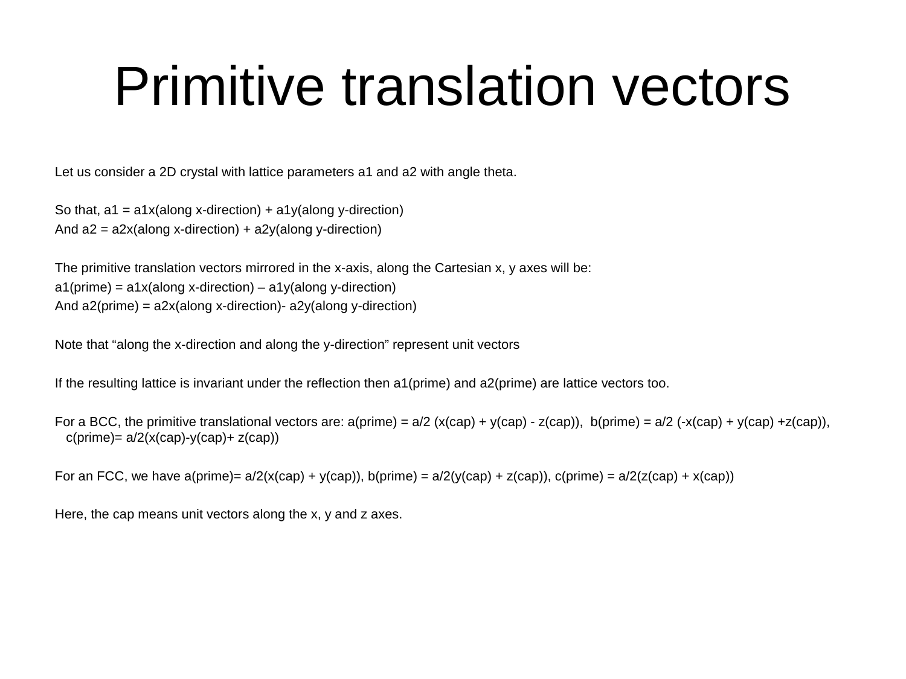# Primitive translation vectors

Let us consider a 2D crystal with lattice parameters a1 and a2 with angle theta.

So that, a1 = a1x(along x-direction) + a1y(along y-direction)

And a2 = a2x(along x-direction) + a2y(along y-direction)

The primitive translation vectors mirrored in the x-axis, along the Cartesian x, y axes will be:

a1(prime) = a1x(along x-direction) – a1y(along y-direction)

And a2(prime) = a2x(along x-direction)- a2y(along y-direction)

Note that “along the x-direction and along the y-direction” represent unit vectors

If the resulting lattice is invariant under the reflection then a1(prime) and a2(prime) are lattice vectors too.

For a BCC, the primitive translational vectors are: a(prime) = a/2 (x(cap) + y(cap) - z(cap)), b(prime) = a/2 (-x(cap) + y(cap) +z(cap)), c(prime)= a/2(x(cap)-y(cap)+ z(cap))

For an FCC, we have a(prime)= a/2(x(cap) + y(cap)), b(prime) = a/2(y(cap) + z(cap)), c(prime) = a/2(z(cap) + x(cap))

Here, the cap means unit vectors along the x, y and z axes.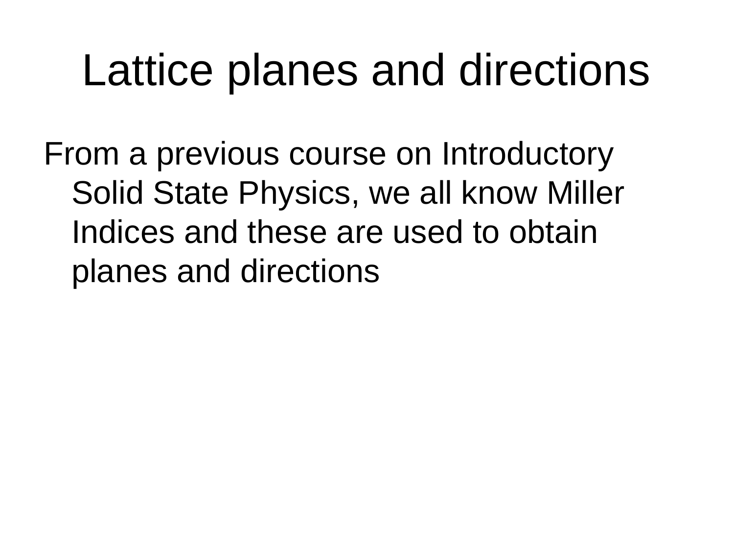# Lattice planes and directions

From a previous course on Introductory Solid State Physics, we all know Miller Indices and these are used to obtain planes and directions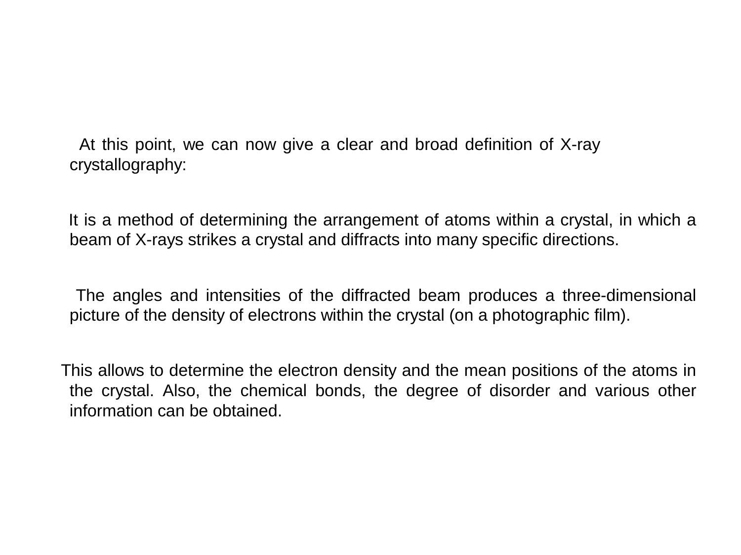At this point, we can now give a clear and broad definition of X-ray crystallography:

It is a method of determining the arrangement of atoms within a crystal, in which a beam of X-rays strikes a crystal and diffracts into many specific directions.

The angles and intensities of the diffracted beam produces a three-dimensional picture of the density of electrons within the crystal (on a photographic film).

This allows to determine the electron density and the mean positions of the atoms in the crystal. Also, the chemical bonds, the degree of disorder and various other information can be obtained.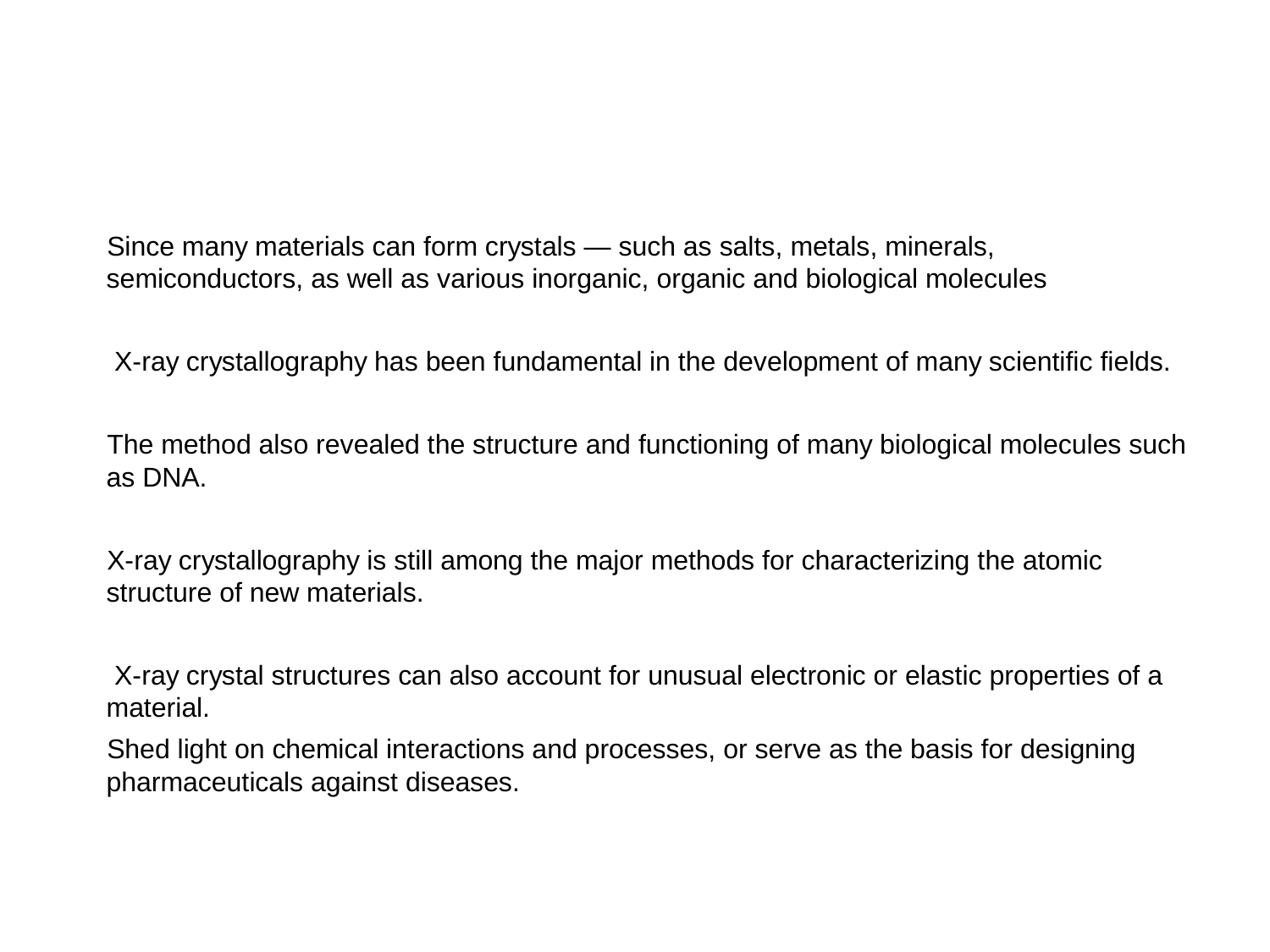Since many materials can form crystals — such as salts, metals, minerals, semiconductors, as well as various inorganic, organic and biological molecules

X-ray crystallography has been fundamental in the development of many scientific fields.

The method also revealed the structure and functioning of many biological molecules such as DNA.

X-ray crystallography is still among the major methods for characterizing the atomic structure of new materials.

X-ray crystal structures can also account for unusual electronic or elastic properties of a material.

Shed light on chemical interactions and processes, or serve as the basis for designing pharmaceuticals against diseases.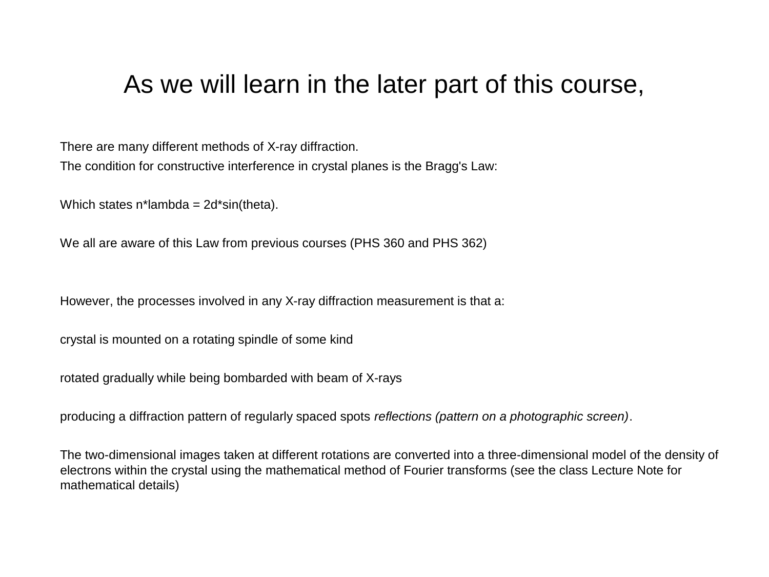# As we will learn in the later part of this course,

There are many different methods of X-ray diffraction.

The condition for constructive interference in crystal planes is the Bragg's Law:

Which states n*lambda = 2d*sin(theta).

We all are aware of this Law from previous courses (PHS 360 and PHS 362)

However, the processes involved in any X-ray diffraction measurement is that a:

crystal is mounted on a rotating spindle of some kind

rotated gradually while being bombarded with beam of X-rays

producing a diffraction pattern of regularly spaced spots *reflections (pattern on a photographic screen)*.

The two-dimensional images taken at different rotations are converted into a three-dimensional model of the density of electrons within the crystal using the mathematical method of Fourier transforms (see the class Lecture Note for mathematical details)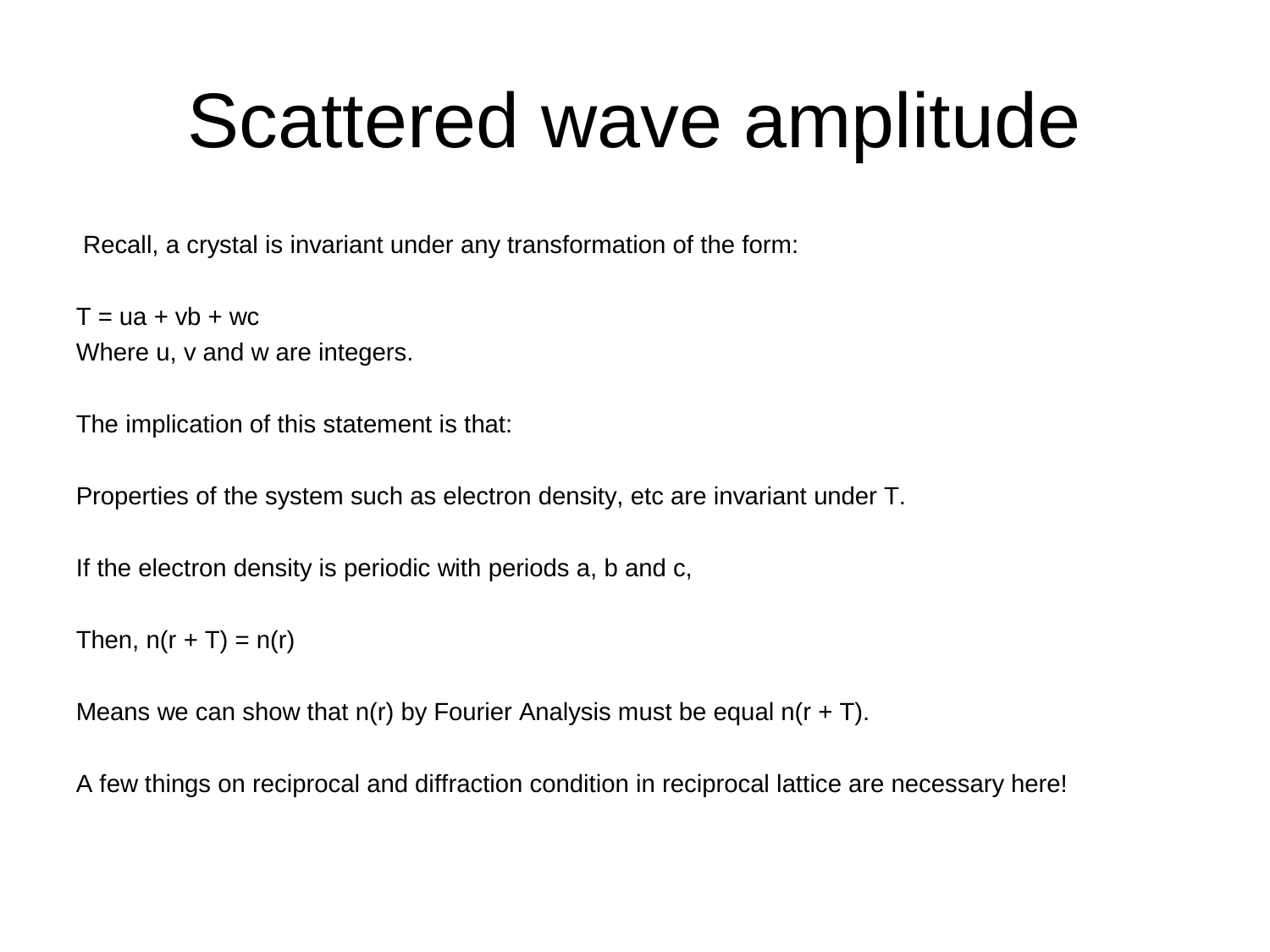# Scattered wave amplitude

Recall, a crystal is invariant under any transformation of the form:

$T = ua + vb + wc$

Where u, v and w are integers.

The implication of this statement is that:

Properties of the system such as electron density, etc are invariant under T.

If the electron density is periodic with periods a, b and c,

Then, $n(r + T) = n(r)$

Means we can show that $n(r)$ by Fourier Analysis must be equal $n(r + T)$.

A few things on reciprocal and diffraction condition in reciprocal lattice are necessary here!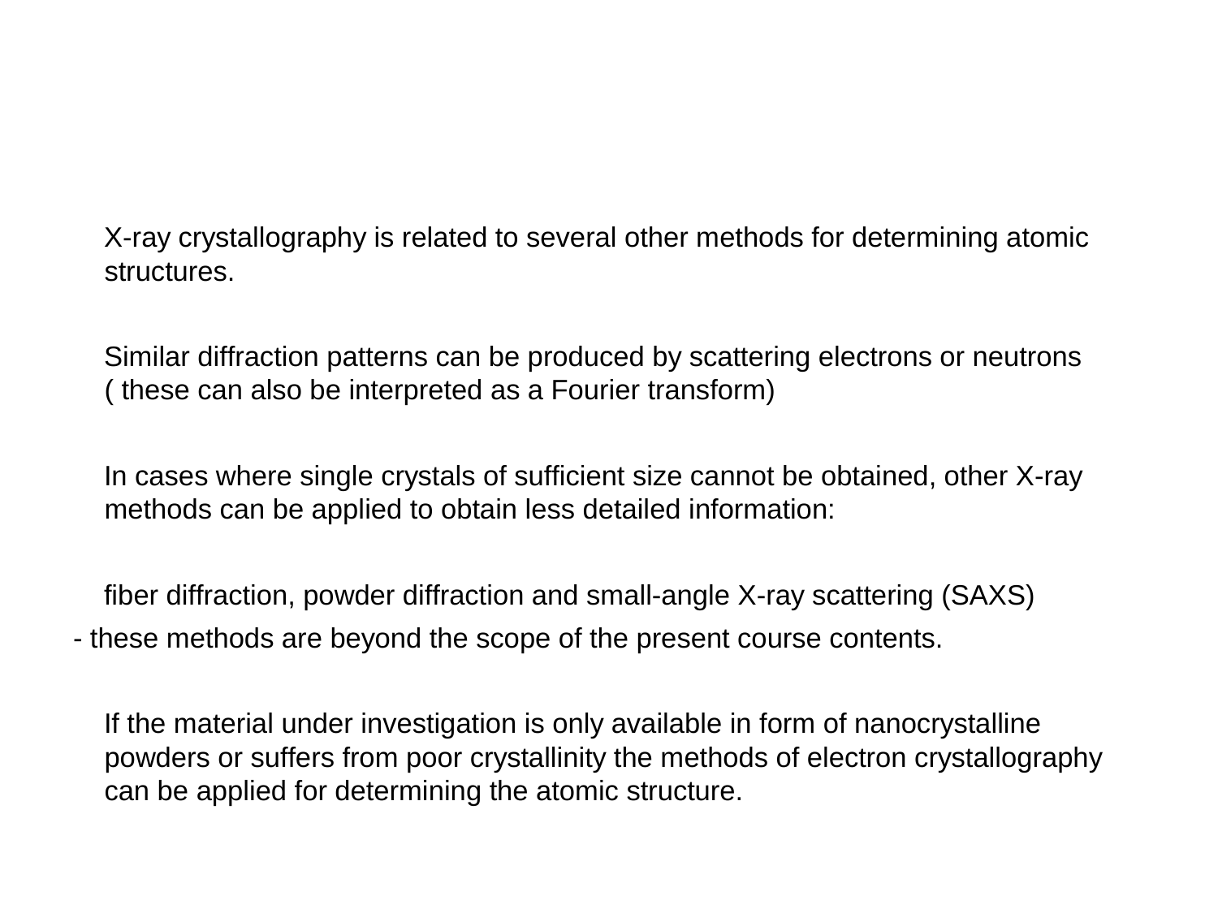X-ray crystallography is related to several other methods for determining atomic structures.

Similar diffraction patterns can be produced by scattering electrons or neutrons ( these can also be interpreted as a Fourier transform)

In cases where single crystals of sufficient size cannot be obtained, other X-ray methods can be applied to obtain less detailed information:

fiber diffraction, powder diffraction and small-angle X-ray scattering (SAXS)

- these methods are beyond the scope of the present course contents.

If the material under investigation is only available in form of nanocrystalline powders or suffers from poor crystallinity the methods of electron crystallography can be applied for determining the atomic structure.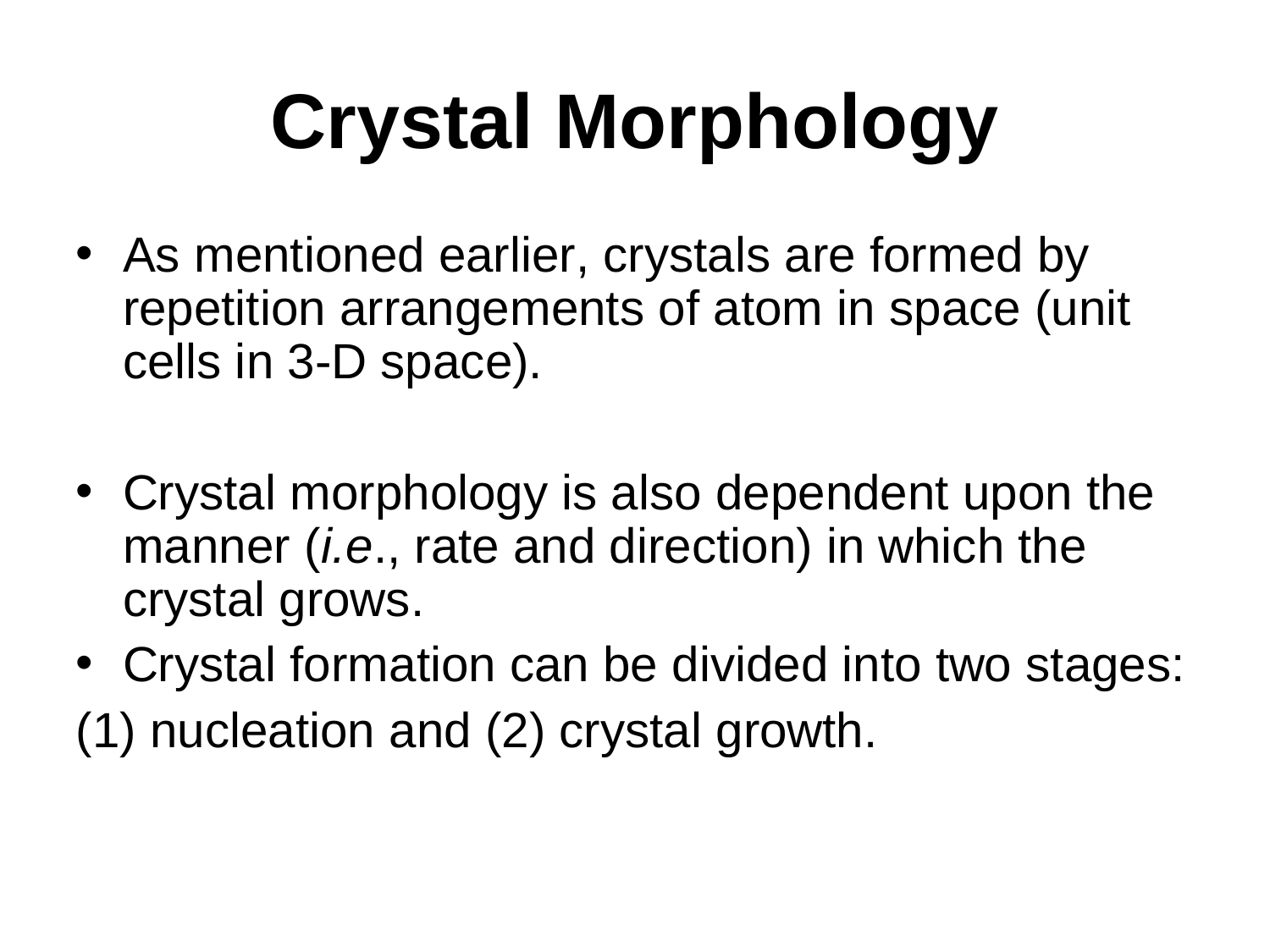# Crystal Morphology

- As mentioned earlier, crystals are formed by repetition arrangements of atom in space (unit cells in 3-D space).

- Crystal morphology is also dependent upon the manner (*i.e.*, rate and direction) in which the crystal grows.
- Crystal formation can be divided into two stages:

(1) nucleation and (2) crystal growth.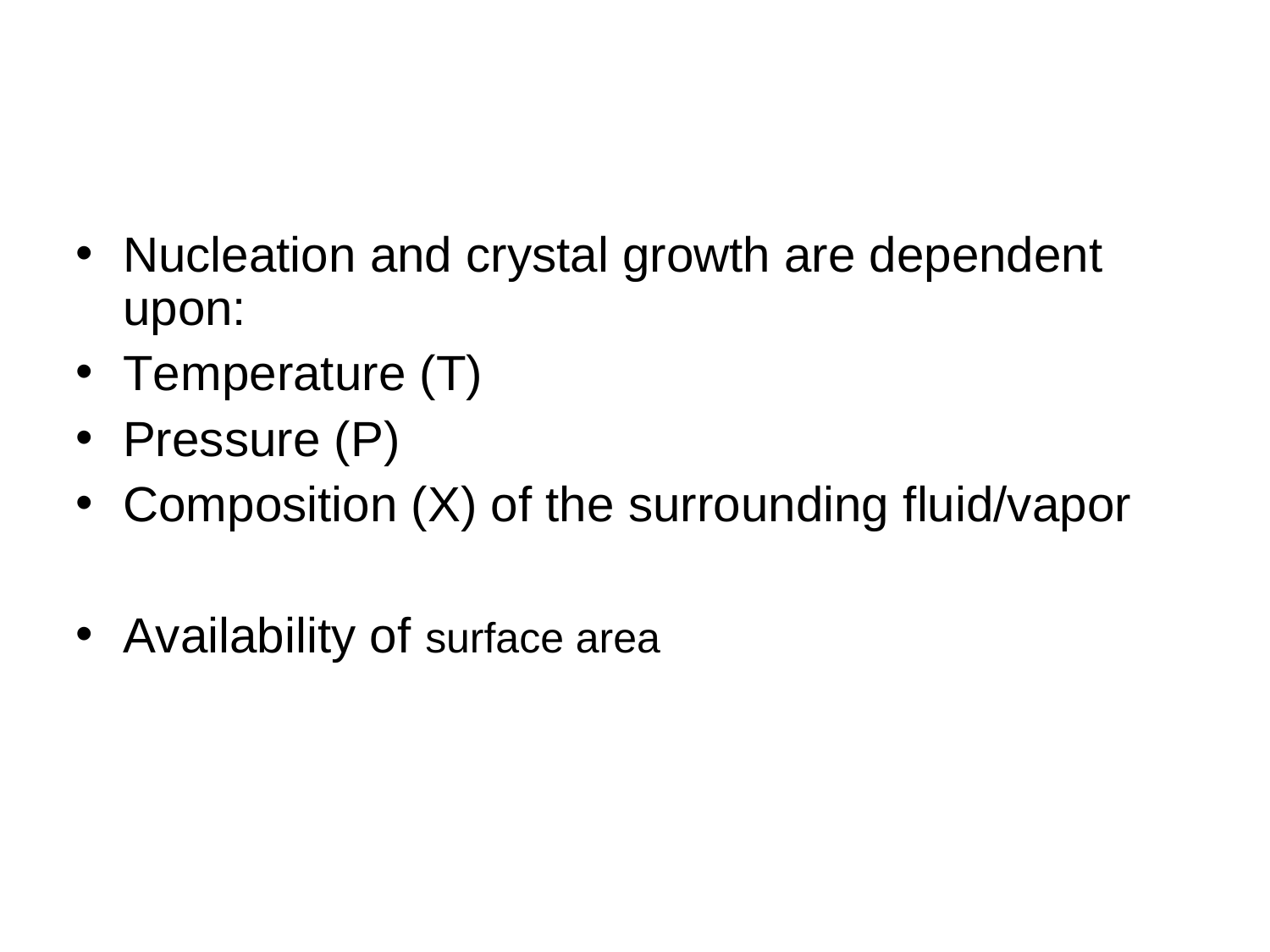- Nucleation and crystal growth are dependent upon:
- Temperature (T)
- Pressure (P)
- Composition (X) of the surrounding fluid/vapor

- Availability of surface area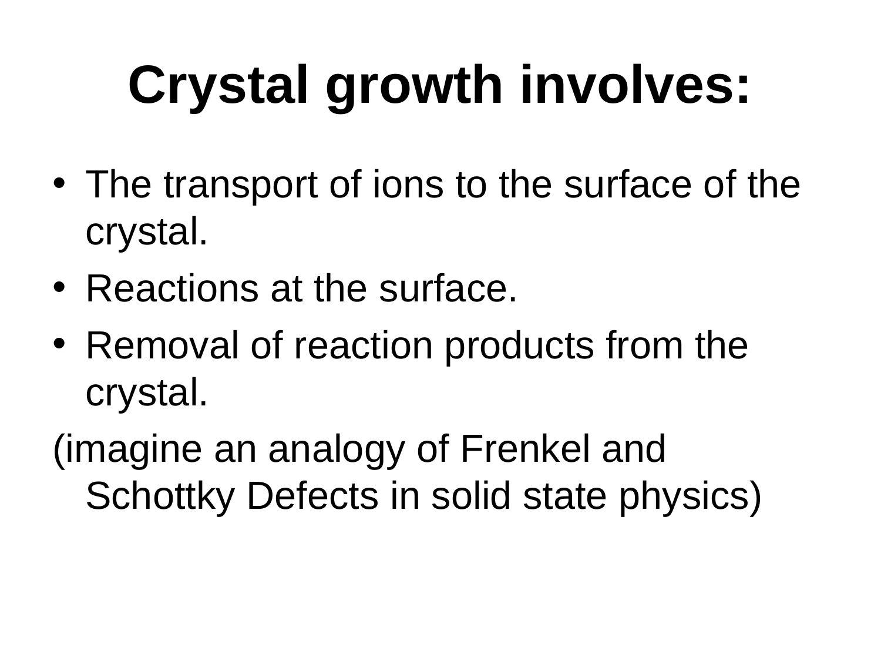# Crystal growth involves:

- The transport of ions to the surface of the crystal.
- Reactions at the surface.
- Removal of reaction products from the crystal.

(imagine an analogy of Frenkel and Schottky Defects in solid state physics)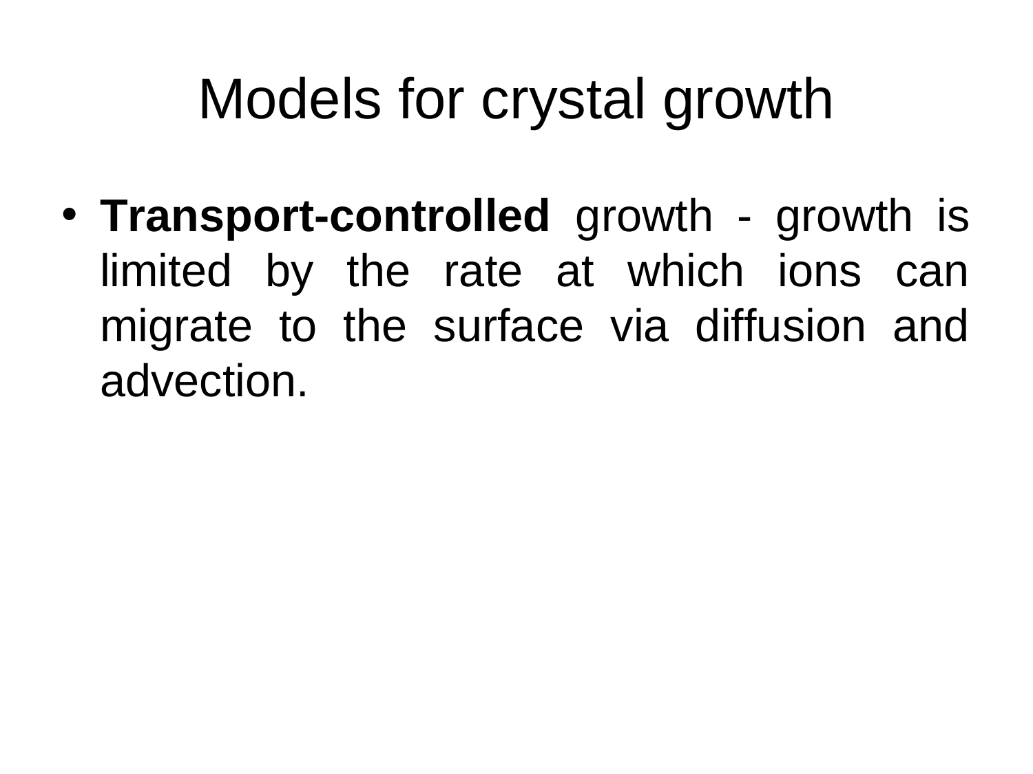# Models for crystal growth

- **Transport-controlled** growth - growth is limited by the rate at which ions can migrate to the surface via diffusion and advection.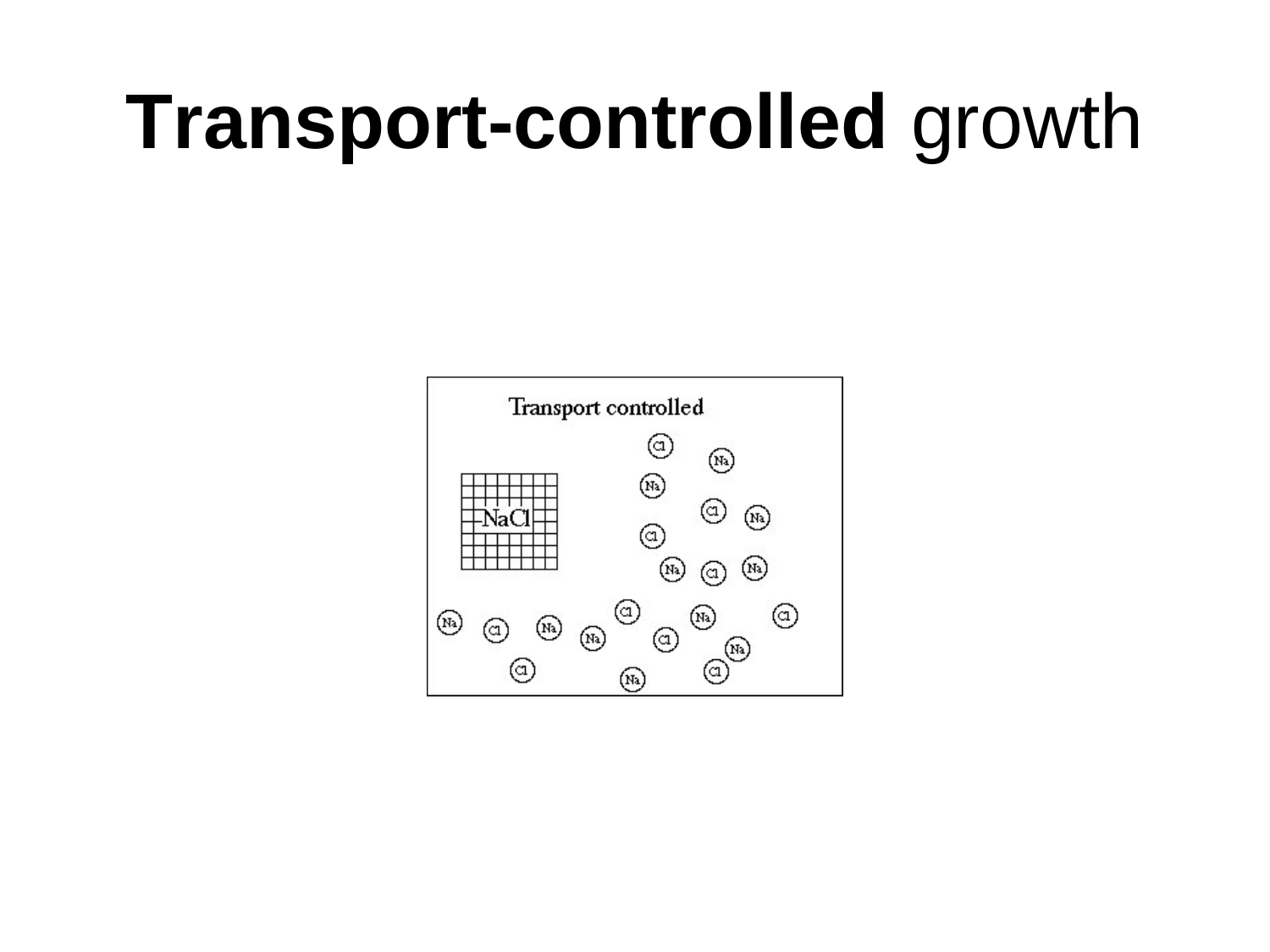# **Transport-controlled** growth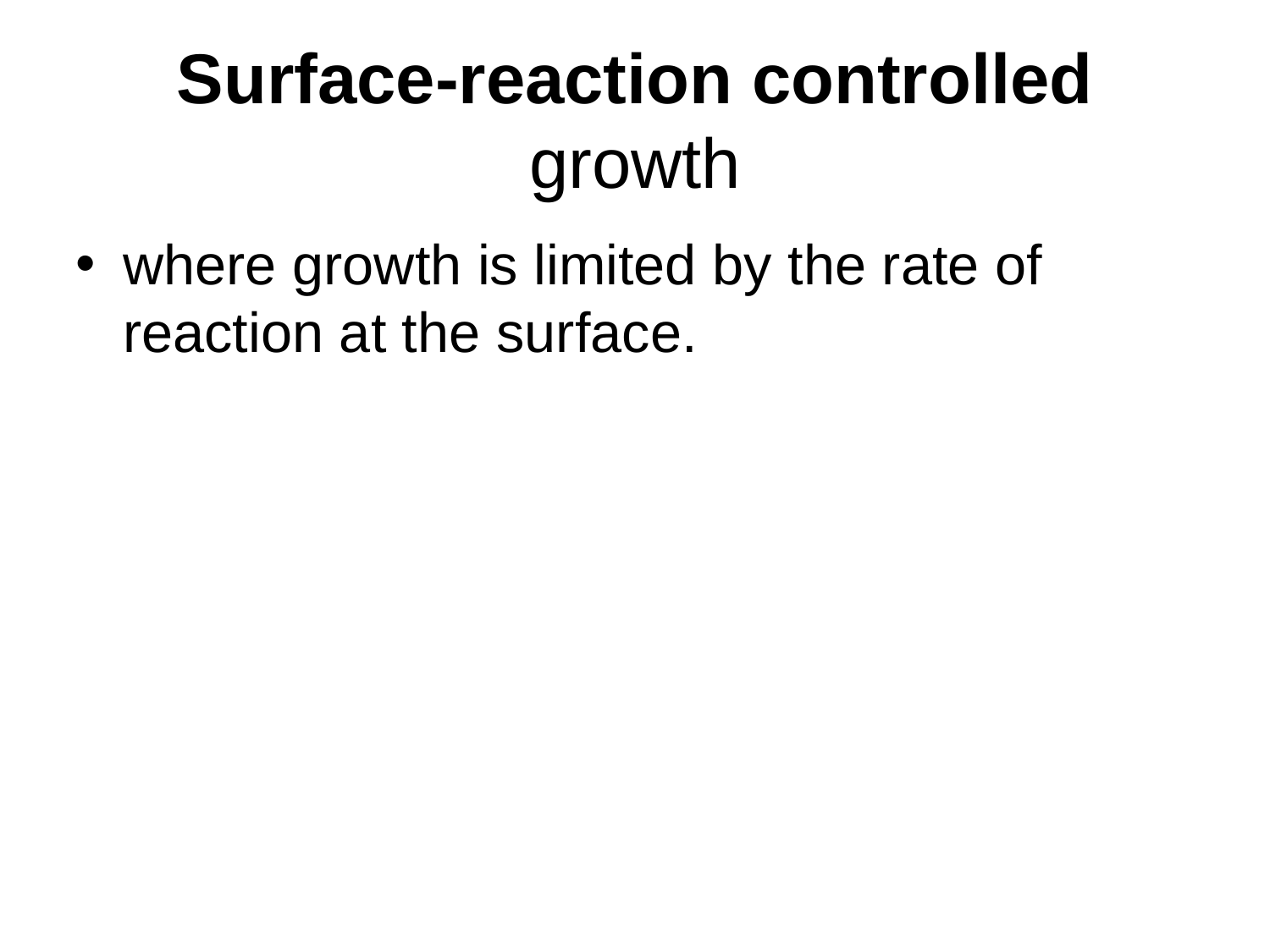# **Surface-reaction controlled** growth

- where growth is limited by the rate of reaction at the surface.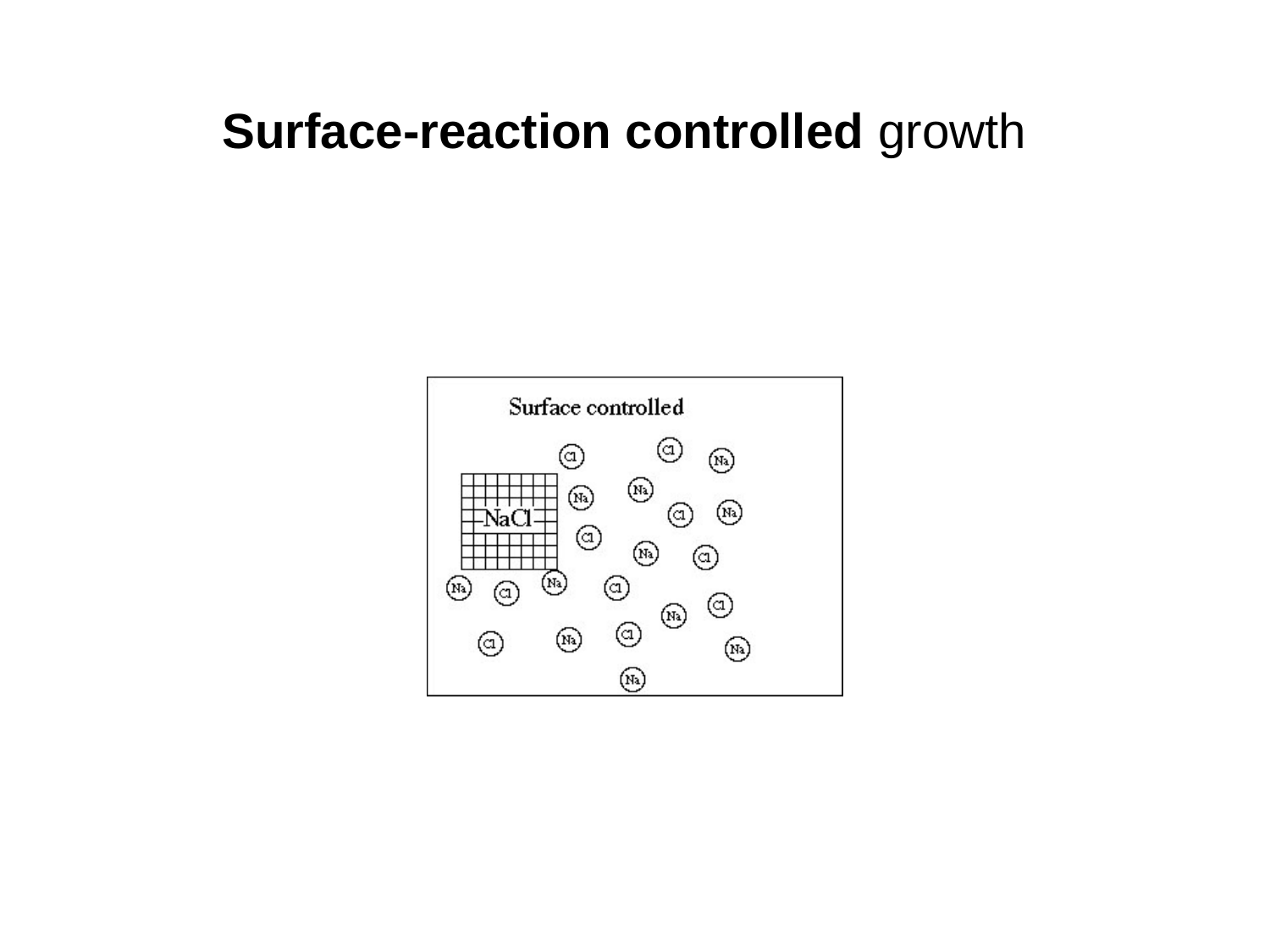# **Surface-reaction controlled** growth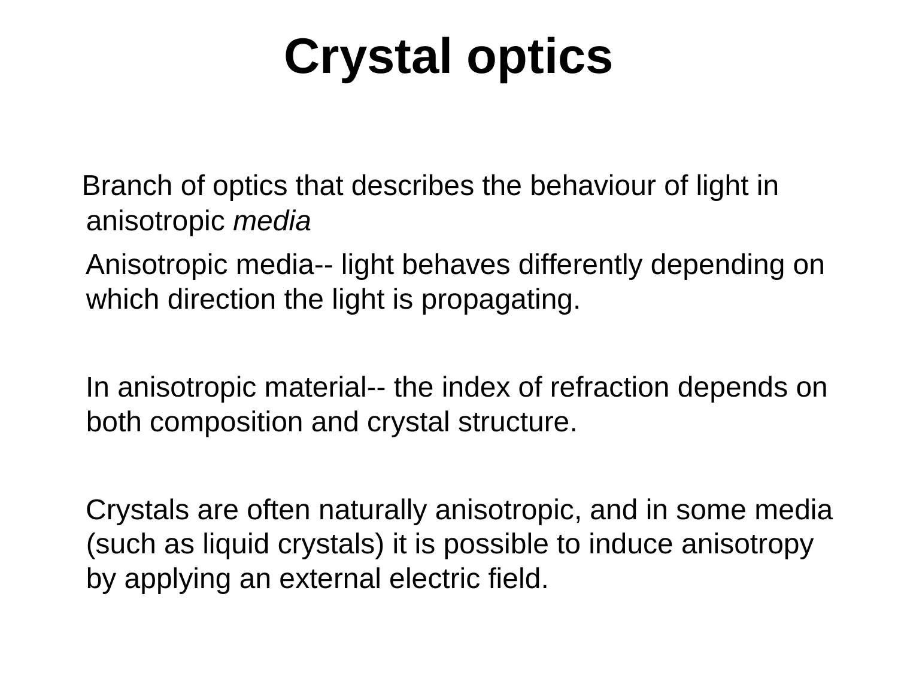# Crystal optics

Branch of optics that describes the behaviour of light in anisotropic *media*

Anisotropic media-- light behaves differently depending on which direction the light is propagating.

In anisotropic material-- the index of refraction depends on both composition and crystal structure.

Crystals are often naturally anisotropic, and in some media (such as liquid crystals) it is possible to induce anisotropy by applying an external electric field.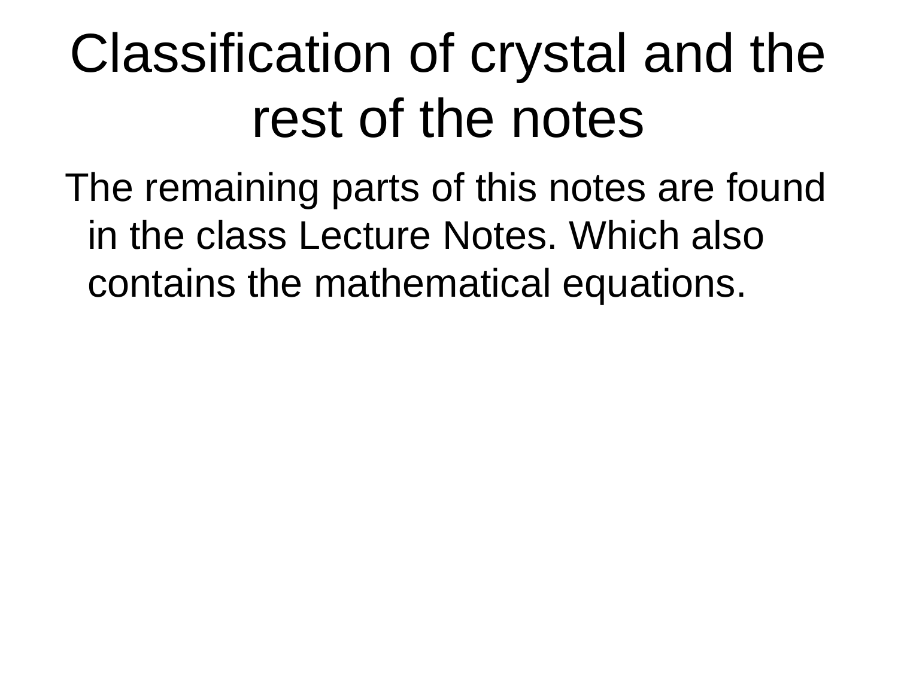# Classification of crystal and the rest of the notes

The remaining parts of this notes are found in the class Lecture Notes. Which also contains the mathematical equations.